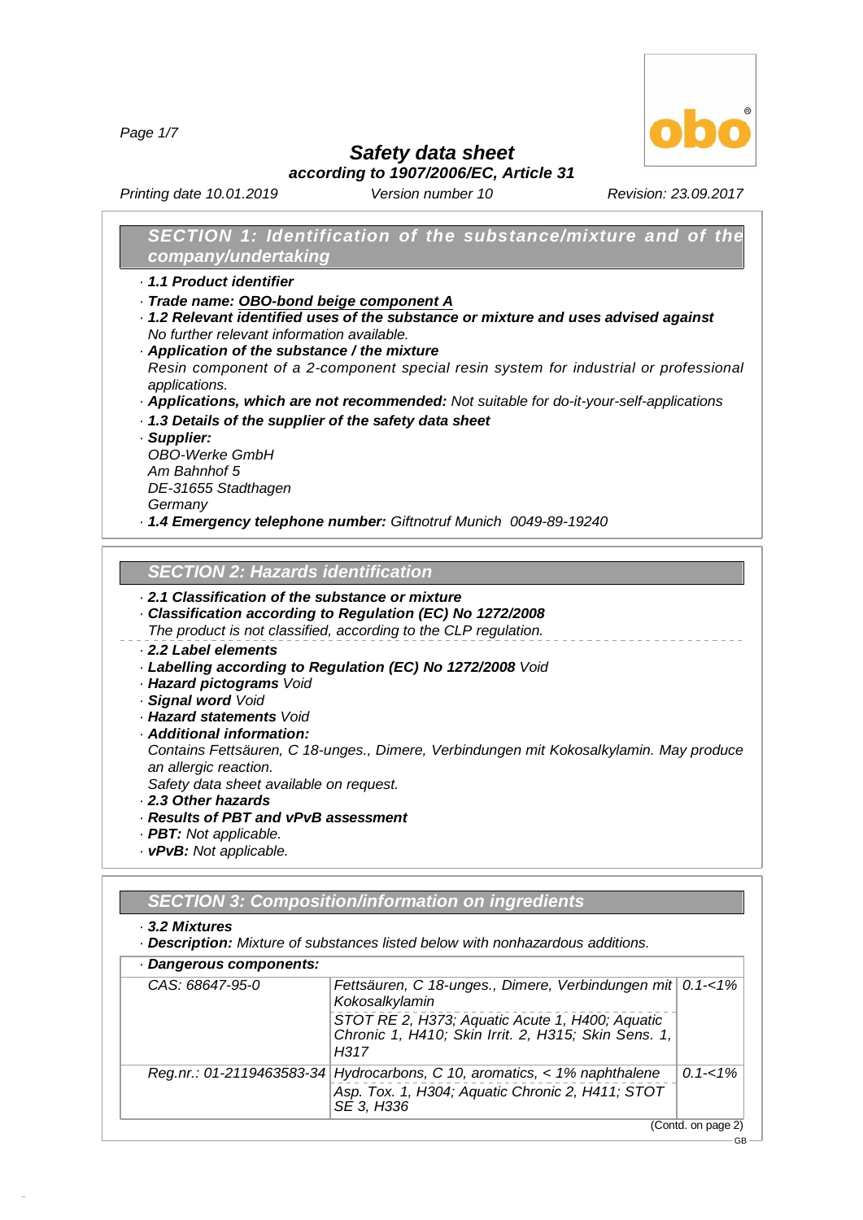# Safety data sheet

**according to 1907/2006/EC, Article 31**

*Printing date 10.01.2019* *Version number 10* *Revision: 23.09.2017*

## SECTION 1: Identification of the substance/mixture and of the company/undertaking

· **1.1 Product identifier**

· **Trade name: OBO-bond beige component A**

· **1.2 Relevant identified uses of the substance or mixture and uses advised against**
No further relevant information available.

· **Application of the substance / the mixture**
Resin component of a 2-component special resin system for industrial or professional applications.

· **Applications, which are not recommended:** Not suitable for do-it-your-self-applications

· **1.3 Details of the supplier of the safety data sheet**

· **Supplier:**
OBO-Werke GmbH
Am Bahnhof 5
DE-31655 Stadthagen
Germany

· **1.4 Emergency telephone number:** Giftnotruf Munich 0049-89-19240

## SECTION 2: Hazards identification

· **2.1 Classification of the substance or mixture**

· **Classification according to Regulation (EC) No 1272/2008**
The product is not classified, according to the CLP regulation.

· **2.2 Label elements**

· **Labelling according to Regulation (EC) No 1272/2008** Void

· **Hazard pictograms** Void

· **Signal word** Void

· **Hazard statements** Void

· **Additional information:**
Contains Fettsäuren, C 18-unges., Dimere, Verbindungen mit Kokosalkylamin. May produce an allergic reaction.
Safety data sheet available on request.

· **2.3 Other hazards**

· **Results of PBT and vPvB assessment**

· **PBT:** Not applicable.

· **vPvB:** Not applicable.

## SECTION 3: Composition/information on ingredients

· **3.2 Mixtures**

· **Description:** Mixture of substances listed below with nonhazardous additions.

· **Dangerous components:**

| Identifier | Component / Classification | Concentration |
|---|---|---|
| CAS: 68647-95-0 | Fettsäuren, C 18-unges., Dimere, Verbindungen mit Kokosalkylamin<br>STOT RE 2, H373; Aquatic Acute 1, H400; Aquatic Chronic 1, H410; Skin Irrit. 2, H315; Skin Sens. 1, H317 | 0.1-<1% |
| Reg.nr.: 01-2119463583-34 | Hydrocarbons, C 10, aromatics, < 1% naphthalene<br>Asp. Tox. 1, H304; Aquatic Chronic 2, H411; STOT SE 3, H336 | 0.1-<1% |

(Contd. on page 2)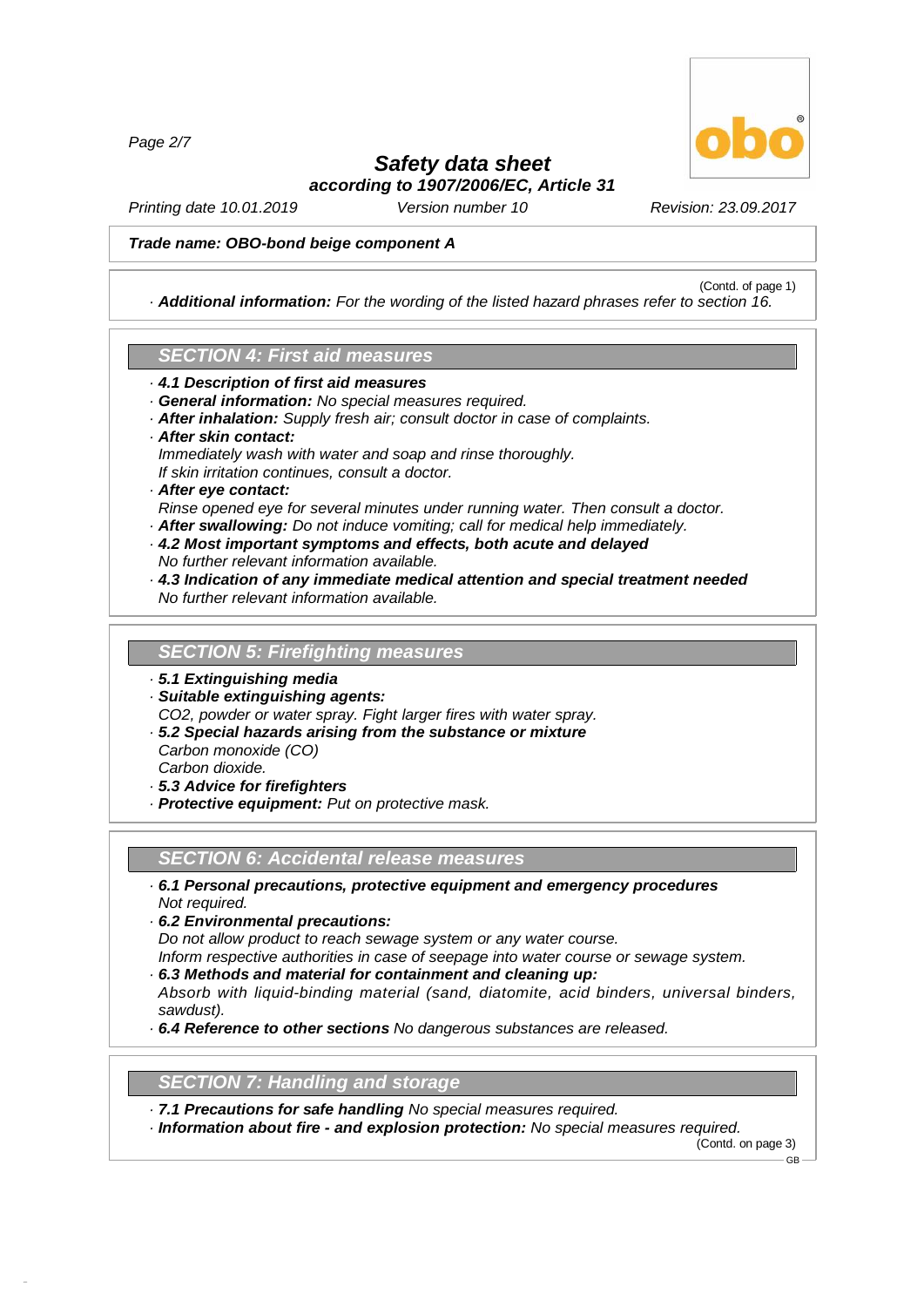**Trade name: OBO-bond beige component A**

(Contd. of page 1)

· **Additional information:** For the wording of the listed hazard phrases refer to section 16.

## SECTION 4: First aid measures

· **4.1 Description of first aid measures**
· **General information:** No special measures required.
· **After inhalation:** Supply fresh air; consult doctor in case of complaints.
· **After skin contact:**
Immediately wash with water and soap and rinse thoroughly.
If skin irritation continues, consult a doctor.
· **After eye contact:**
Rinse opened eye for several minutes under running water. Then consult a doctor.
· **After swallowing:** Do not induce vomiting; call for medical help immediately.
· **4.2 Most important symptoms and effects, both acute and delayed**
No further relevant information available.
· **4.3 Indication of any immediate medical attention and special treatment needed**
No further relevant information available.

## SECTION 5: Firefighting measures

· **5.1 Extinguishing media**
· **Suitable extinguishing agents:**
$CO_2$, powder or water spray. Fight larger fires with water spray.
· **5.2 Special hazards arising from the substance or mixture**
Carbon monoxide (CO)
Carbon dioxide.
· **5.3 Advice for firefighters**
· **Protective equipment:** Put on protective mask.

## SECTION 6: Accidental release measures

· **6.1 Personal precautions, protective equipment and emergency procedures**
Not required.
· **6.2 Environmental precautions:**
Do not allow product to reach sewage system or any water course.
Inform respective authorities in case of seepage into water course or sewage system.
· **6.3 Methods and material for containment and cleaning up:**
Absorb with liquid-binding material (sand, diatomite, acid binders, universal binders, sawdust).
· **6.4 Reference to other sections** No dangerous substances are released.

## SECTION 7: Handling and storage

· **7.1 Precautions for safe handling** No special measures required.
· **Information about fire - and explosion protection:** No special measures required.

(Contd. on page 3)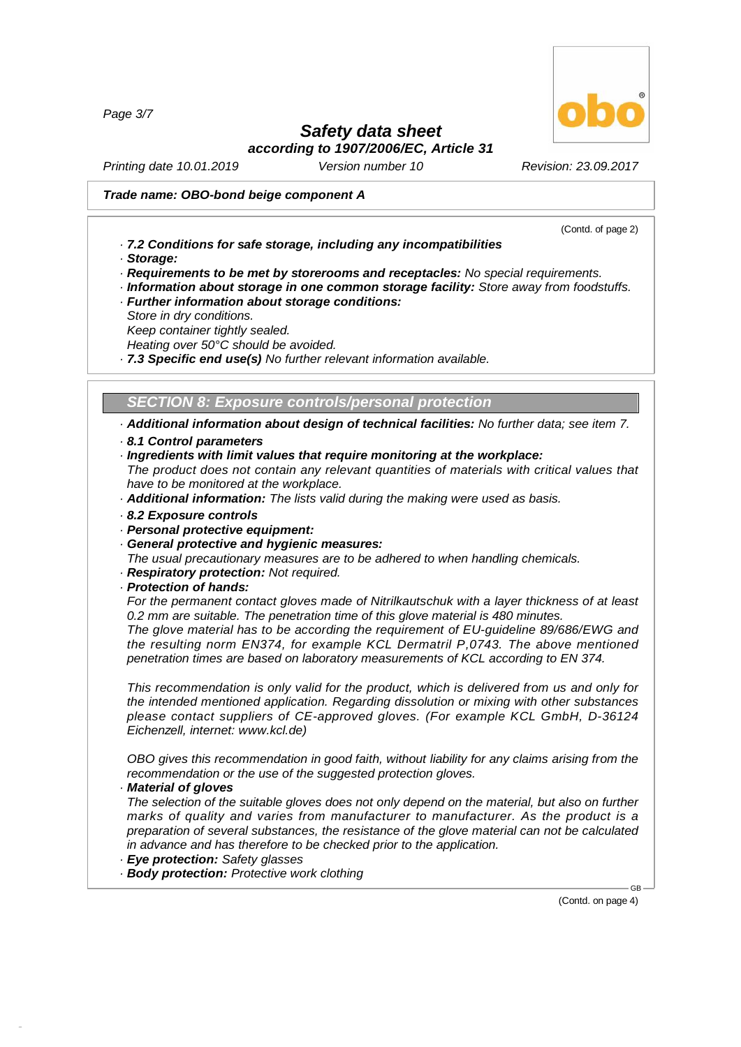**Trade name: OBO-bond beige component A**

(Contd. of page 2)

- **7.2 Conditions for safe storage, including any incompatibilities**
- **Storage:**
- **Requirements to be met by storerooms and receptacles:** No special requirements.
- **Information about storage in one common storage facility:** Store away from foodstuffs.
- **Further information about storage conditions:**
  Store in dry conditions.
  Keep container tightly sealed.
  Heating over 50°C should be avoided.
- **7.3 Specific end use(s)** No further relevant information available.

## SECTION 8: Exposure controls/personal protection

- **Additional information about design of technical facilities:** No further data; see item 7.
- **8.1 Control parameters**
- **Ingredients with limit values that require monitoring at the workplace:**
  The product does not contain any relevant quantities of materials with critical values that have to be monitored at the workplace.
- **Additional information:** The lists valid during the making were used as basis.
- **8.2 Exposure controls**
- **Personal protective equipment:**
- **General protective and hygienic measures:**
  The usual precautionary measures are to be adhered to when handling chemicals.
- **Respiratory protection:** Not required.
- **Protection of hands:**
  For the permanent contact gloves made of Nitrilkautschuk with a layer thickness of at least 0.2 mm are suitable. The penetration time of this glove material is 480 minutes.
  The glove material has to be according the requirement of EU-guideline 89/686/EWG and the resulting norm EN374, for example KCL Dermatril P,0743. The above mentioned penetration times are based on laboratory measurements of KCL according to EN 374.

  This recommendation is only valid for the product, which is delivered from us and only for the intended mentioned application. Regarding dissolution or mixing with other substances please contact suppliers of CE-approved gloves. (For example KCL GmbH, D-36124 Eichenzell, internet: www.kcl.de)

  OBO gives this recommendation in good faith, without liability for any claims arising from the recommendation or the use of the suggested protection gloves.
- **Material of gloves**
  The selection of the suitable gloves does not only depend on the material, but also on further marks of quality and varies from manufacturer to manufacturer. As the product is a preparation of several substances, the resistance of the glove material can not be calculated in advance and has therefore to be checked prior to the application.
- **Eye protection:** Safety glasses
- **Body protection:** Protective work clothing

(Contd. on page 4)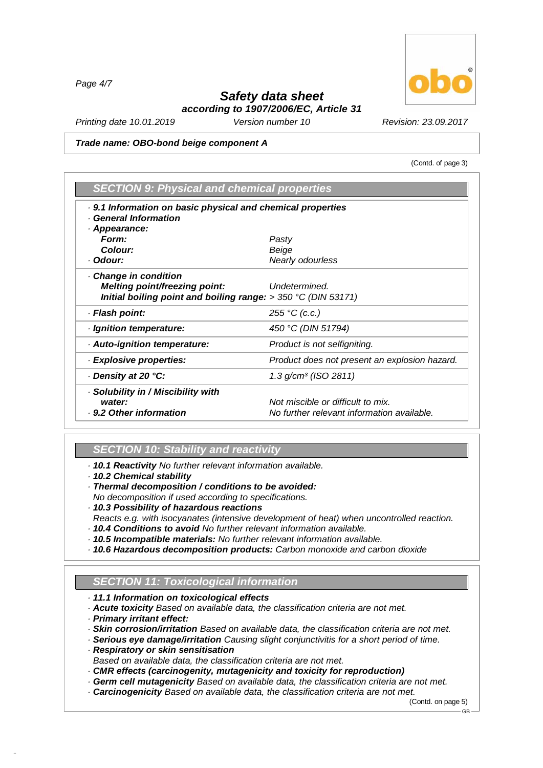**Safety data sheet**

**according to 1907/2006/EC, Article 31**

*Printing date 10.01.2019* *Version number 10* *Revision: 23.09.2017*

**Trade name: OBO-bond beige component A**

(Contd. of page 3)

## SECTION 9: Physical and chemical properties

| | |
|---|---|
| · **9.1 Information on basic physical and chemical properties** | |
| · **General Information** | |
| · **Appearance:** | |
| **Form:** | Pasty |
| **Colour:** | Beige |
| · **Odour:** | Nearly odourless |
| · **Change in condition** | |
| **Melting point/freezing point:** | Undetermined. |
| **Initial boiling point and boiling range:** | > 350 °C (DIN 53171) |
| · **Flash point:** | 255 °C (c.c.) |
| · **Ignition temperature:** | 450 °C (DIN 51794) |
| · **Auto-ignition temperature:** | Product is not selfigniting. |
| · **Explosive properties:** | Product does not present an explosion hazard. |
| · **Density at 20 °C:** | 1.3 g/cm³ (ISO 2811) |
| · **Solubility in / Miscibility with** | |
| **water:** | Not miscible or difficult to mix. |
| · **9.2 Other information** | No further relevant information available. |

## SECTION 10: Stability and reactivity

- · **10.1 Reactivity** No further relevant information available.
- · **10.2 Chemical stability**
- · **Thermal decomposition / conditions to be avoided:**
  No decomposition if used according to specifications.
- · **10.3 Possibility of hazardous reactions**
  Reacts e.g. with isocyanates (intensive development of heat) when uncontrolled reaction.
- · **10.4 Conditions to avoid** No further relevant information available.
- · **10.5 Incompatible materials:** No further relevant information available.
- · **10.6 Hazardous decomposition products:** Carbon monoxide and carbon dioxide

## SECTION 11: Toxicological information

- · **11.1 Information on toxicological effects**
- · **Acute toxicity** Based on available data, the classification criteria are not met.
- · **Primary irritant effect:**
- · **Skin corrosion/irritation** Based on available data, the classification criteria are not met.
- · **Serious eye damage/irritation** Causing slight conjunctivitis for a short period of time.
- · **Respiratory or skin sensitisation**
  Based on available data, the classification criteria are not met.
- · **CMR effects (carcinogenity, mutagenicity and toxicity for reproduction)**
- · **Germ cell mutagenicity** Based on available data, the classification criteria are not met.
- · **Carcinogenicity** Based on available data, the classification criteria are not met.

(Contd. on page 5)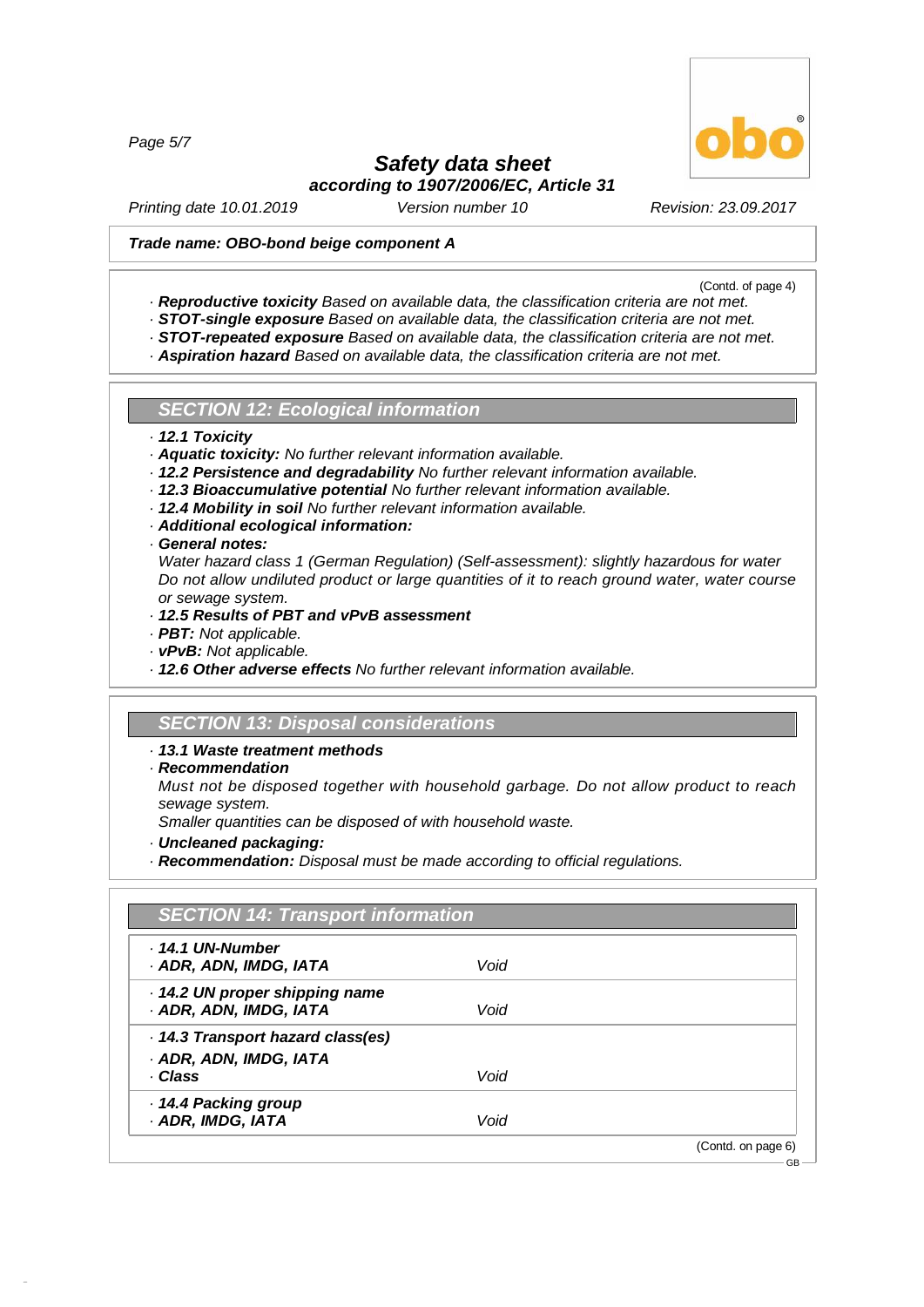**Trade name: OBO-bond beige component A**

(Contd. of page 4)

· **Reproductive toxicity** Based on available data, the classification criteria are not met.
· **STOT-single exposure** Based on available data, the classification criteria are not met.
· **STOT-repeated exposure** Based on available data, the classification criteria are not met.
· **Aspiration hazard** Based on available data, the classification criteria are not met.

## SECTION 12: Ecological information

· **12.1 Toxicity**
· **Aquatic toxicity:** No further relevant information available.
· **12.2 Persistence and degradability** No further relevant information available.
· **12.3 Bioaccumulative potential** No further relevant information available.
· **12.4 Mobility in soil** No further relevant information available.
· **Additional ecological information:**
· **General notes:**
Water hazard class 1 (German Regulation) (Self-assessment): slightly hazardous for water
Do not allow undiluted product or large quantities of it to reach ground water, water course or sewage system.
· **12.5 Results of PBT and vPvB assessment**
· **PBT:** Not applicable.
· **vPvB:** Not applicable.
· **12.6 Other adverse effects** No further relevant information available.

## SECTION 13: Disposal considerations

· **13.1 Waste treatment methods**
· **Recommendation**
Must not be disposed together with household garbage. Do not allow product to reach sewage system.
Smaller quantities can be disposed of with household waste.
· **Uncleaned packaging:**
· **Recommendation:** Disposal must be made according to official regulations.

## SECTION 14: Transport information

| | |
|---|---|
| · **14.1 UN-Number**<br>· **ADR, ADN, IMDG, IATA** | Void |
| · **14.2 UN proper shipping name**<br>· **ADR, ADN, IMDG, IATA** | Void |
| · **14.3 Transport hazard class(es)**<br>· **ADR, ADN, IMDG, IATA**<br>· **Class** | Void |
| · **14.4 Packing group**<br>· **ADR, IMDG, IATA** | Void |

(Contd. on page 6)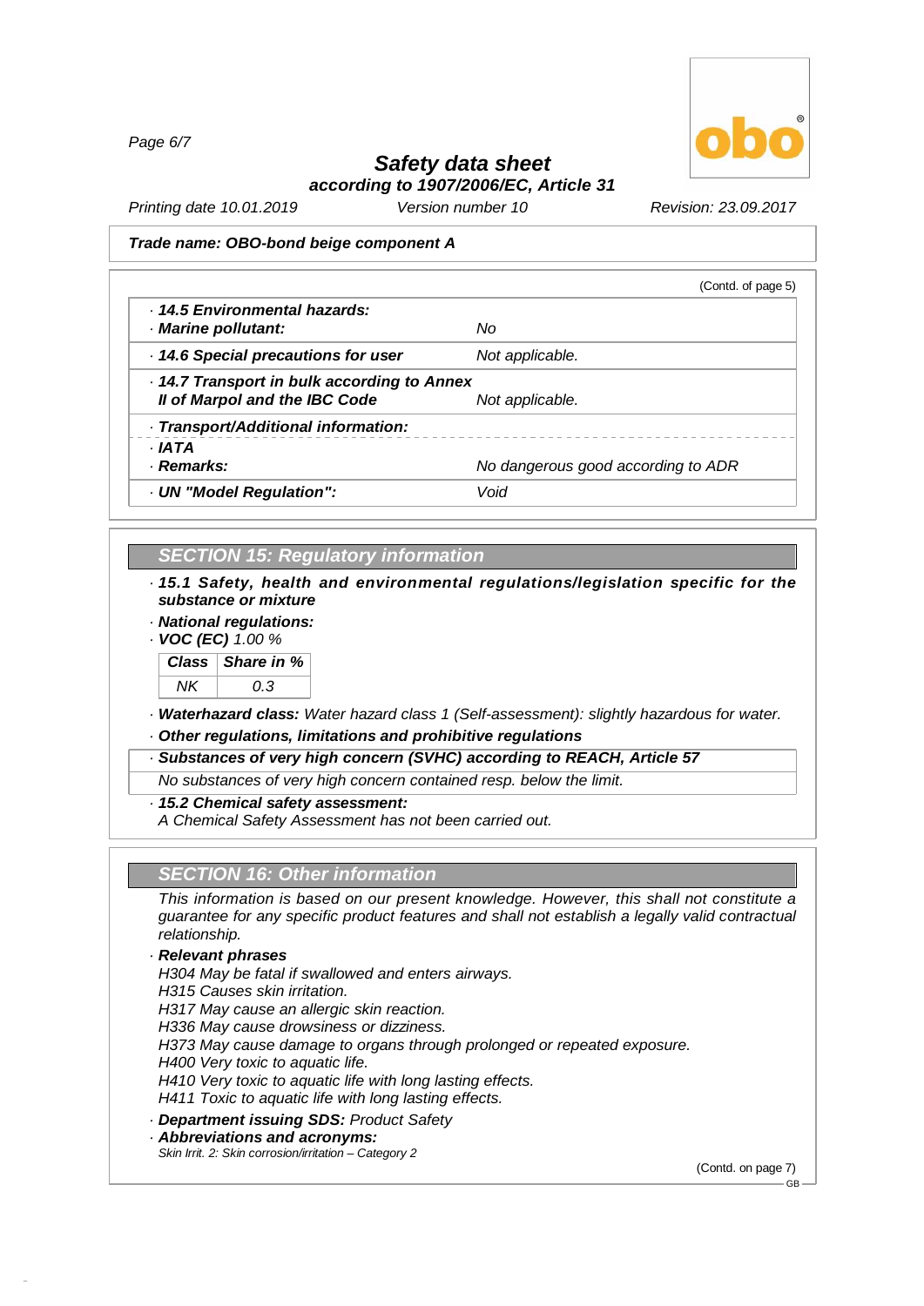**Trade name: OBO-bond beige component A**

(Contd. of page 5)

| | |
|---|---|
| · ***14.5 Environmental hazards:*** | |
| · ***Marine pollutant:*** | *No* |
| · ***14.6 Special precautions for user*** | *Not applicable.* |
| · ***14.7 Transport in bulk according to Annex II of Marpol and the IBC Code*** | *Not applicable.* |
| · ***Transport/Additional information:*** | |
| · ***IATA*** | |
| · ***Remarks:*** | *No dangerous good according to ADR* |
| · ***UN "Model Regulation":*** | *Void* |

## SECTION 15: Regulatory information

· ***15.1 Safety, health and environmental regulations/legislation specific for the substance or mixture***

· ***National regulations:***

· ***VOC (EC)*** *1.00 %*

| Class | Share in % |
|---|---|
| *NK* | *0.3* |

· ***Waterhazard class:*** *Water hazard class 1 (Self-assessment): slightly hazardous for water.*

· ***Other regulations, limitations and prohibitive regulations***

· ***Substances of very high concern (SVHC) according to REACH, Article 57***

*No substances of very high concern contained resp. below the limit.*

· ***15.2 Chemical safety assessment:***

*A Chemical Safety Assessment has not been carried out.*

## SECTION 16: Other information

*This information is based on our present knowledge. However, this shall not constitute a guarantee for any specific product features and shall not establish a legally valid contractual relationship.*

· ***Relevant phrases***

*H304 May be fatal if swallowed and enters airways.*
*H315 Causes skin irritation.*
*H317 May cause an allergic skin reaction.*
*H336 May cause drowsiness or dizziness.*
*H373 May cause damage to organs through prolonged or repeated exposure.*
*H400 Very toxic to aquatic life.*
*H410 Very toxic to aquatic life with long lasting effects.*
*H411 Toxic to aquatic life with long lasting effects.*

· ***Department issuing SDS:*** *Product Safety*

· ***Abbreviations and acronyms:***

*Skin Irrit. 2: Skin corrosion/irritation – Category 2*

(Contd. on page 7)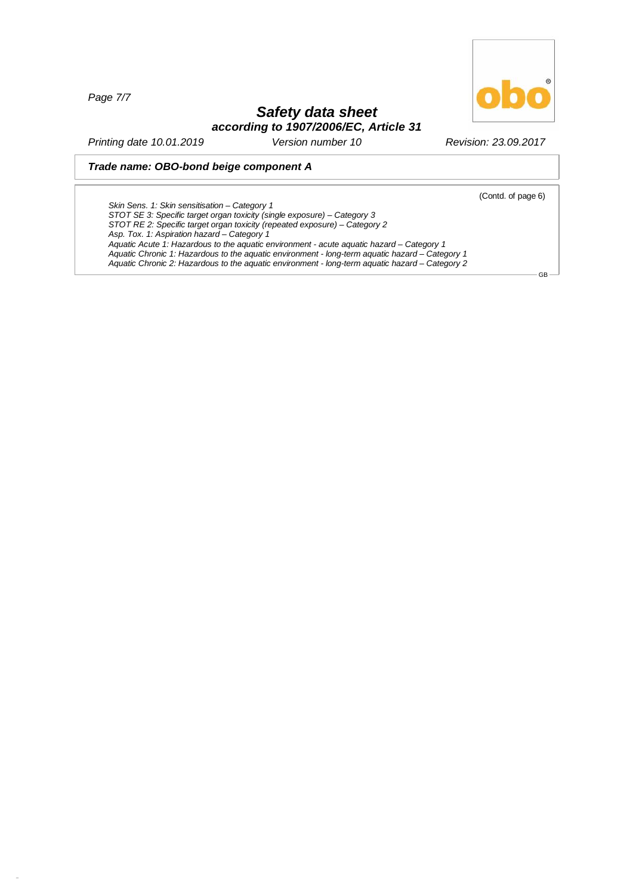(Contd. of page 6)

*Skin Sens. 1: Skin sensitisation – Category 1*
*STOT SE 3: Specific target organ toxicity (single exposure) – Category 3*
*STOT RE 2: Specific target organ toxicity (repeated exposure) – Category 2*
*Asp. Tox. 1: Aspiration hazard – Category 1*
*Aquatic Acute 1: Hazardous to the aquatic environment - acute aquatic hazard – Category 1*
*Aquatic Chronic 1: Hazardous to the aquatic environment - long-term aquatic hazard – Category 1*
*Aquatic Chronic 2: Hazardous to the aquatic environment - long-term aquatic hazard – Category 2*